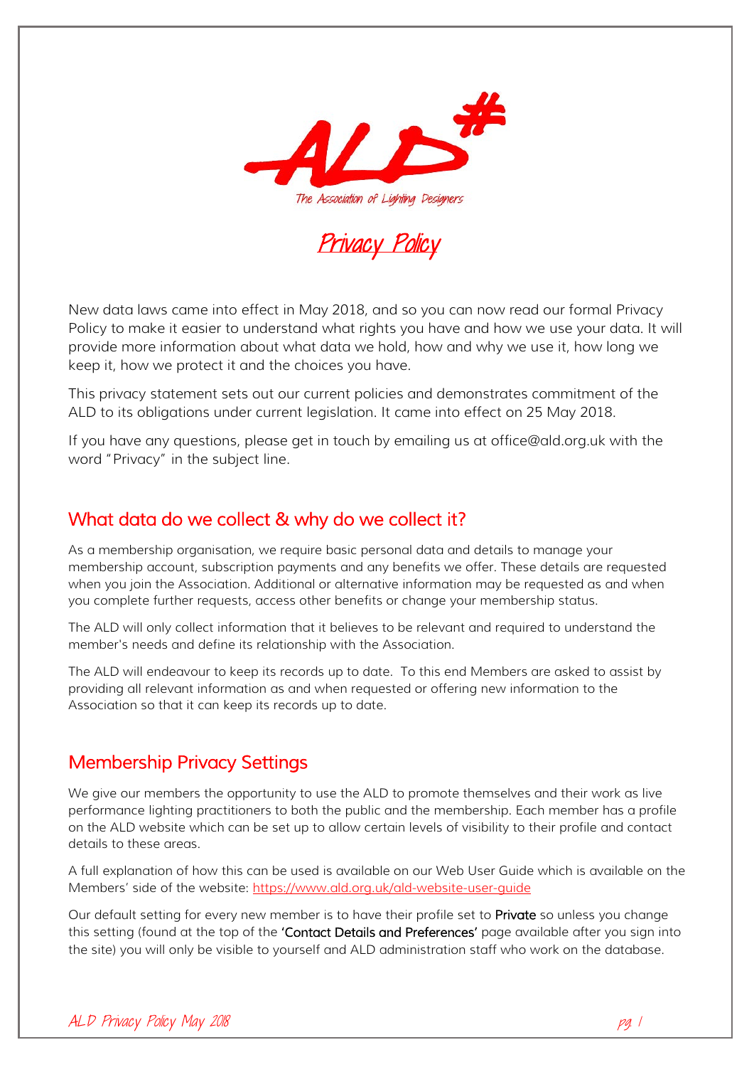The Association of Lighting Designers

# Privacy Policy

New data laws came into effect in May 2018, and so you can now read our formal Privacy Policy to make it easier to understand what rights you have and how we use your data. It will provide more information about what data we hold, how and why we use it, how long we keep it, how we protect it and the choices you have.

This privacy statement sets out our current policies and demonstrates commitment of the ALD to its obligations under current legislation. It came into effect on 25 May 2018.

If you have any questions, please get in touch by emailing us at office@ald.org.uk with the word "Privacy" in the subject line.

## What data do we collect & why do we collect it?

As a membership organisation, we require basic personal data and details to manage your membership account, subscription payments and any benefits we offer. These details are requested when you join the Association. Additional or alternative information may be requested as and when you complete further requests, access other benefits or change your membership status.

The ALD will only collect information that it believes to be relevant and required to understand the member's needs and define its relationship with the Association.

The ALD will endeavour to keep its records up to date. To this end Members are asked to assist by providing all relevant information as and when requested or offering new information to the Association so that it can keep its records up to date.

## Membership Privacy Settings

We give our members the opportunity to use the ALD to promote themselves and their work as live performance lighting practitioners to both the public and the membership. Each member has a profile on the ALD website which can be set up to allow certain levels of visibility to their profile and contact details to these areas.

A full explanation of how this can be used is available on our Web User Guide which is available on the Members' side of the website: https://www.ald.org.uk/ald-website-user-guide

Our default setting for every new member is to have their profile set to **Private** so unless you change this setting (found at the top of the **'Contact Details and Preferences'** page available after you sign into the site) you will only be visible to yourself and ALD administration staff who work on the database.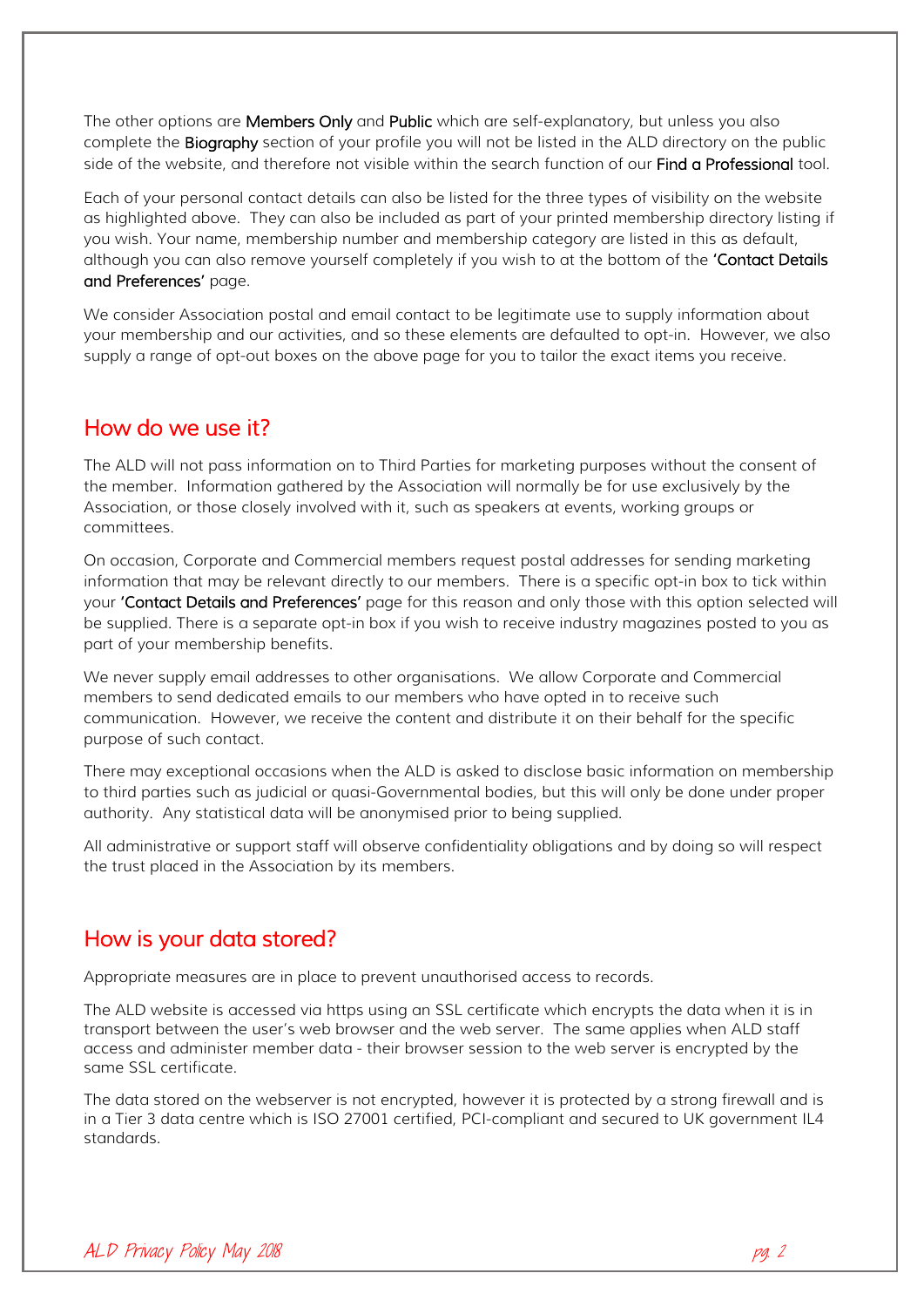The other options are **Members Only** and **Public** which are self-explanatory, but unless you also complete the **Biography** section of your profile you will not be listed in the ALD directory on the public side of the website, and therefore not visible within the search function of our **Find a Professional** tool.

Each of your personal contact details can also be listed for the three types of visibility on the website as highlighted above. They can also be included as part of your printed membership directory listing if you wish. Your name, membership number and membership category are listed in this as default, although you can also remove yourself completely if you wish to at the bottom of the **'Contact Details and Preferences'** page.

We consider Association postal and email contact to be legitimate use to supply information about your membership and our activities, and so these elements are defaulted to opt-in. However, we also supply a range of opt-out boxes on the above page for you to tailor the exact items you receive.

## How do we use it?

The ALD will not pass information on to Third Parties for marketing purposes without the consent of the member. Information gathered by the Association will normally be for use exclusively by the Association, or those closely involved with it, such as speakers at events, working groups or committees.

On occasion, Corporate and Commercial members request postal addresses for sending marketing information that may be relevant directly to our members. There is a specific opt-in box to tick within your **'Contact Details and Preferences'** page for this reason and only those with this option selected will be supplied. There is a separate opt-in box if you wish to receive industry magazines posted to you as part of your membership benefits.

We never supply email addresses to other organisations. We allow Corporate and Commercial members to send dedicated emails to our members who have opted in to receive such communication. However, we receive the content and distribute it on their behalf for the specific purpose of such contact.

There may exceptional occasions when the ALD is asked to disclose basic information on membership to third parties such as judicial or quasi-Governmental bodies, but this will only be done under proper authority. Any statistical data will be anonymised prior to being supplied.

All administrative or support staff will observe confidentiality obligations and by doing so will respect the trust placed in the Association by its members.

## How is your data stored?

Appropriate measures are in place to prevent unauthorised access to records.

The ALD website is accessed via https using an SSL certificate which encrypts the data when it is in transport between the user's web browser and the web server. The same applies when ALD staff access and administer member data - their browser session to the web server is encrypted by the same SSL certificate.

The data stored on the webserver is not encrypted, however it is protected by a strong firewall and is in a Tier 3 data centre which is ISO 27001 certified, PCI-compliant and secured to UK government IL4 standards.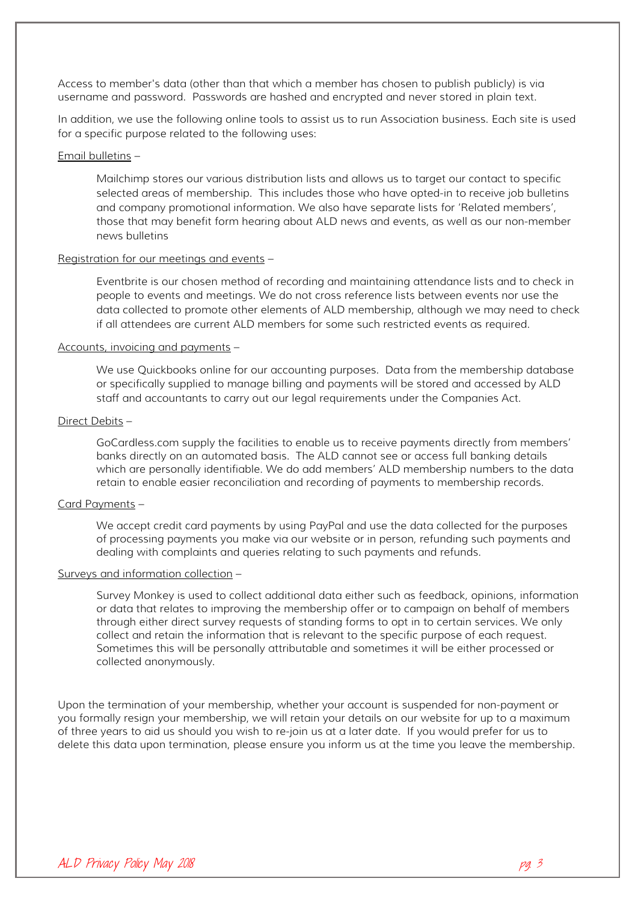Access to member's data (other than that which a member has chosen to publish publicly) is via username and password. Passwords are hashed and encrypted and never stored in plain text.

In addition, we use the following online tools to assist us to run Association business. Each site is used for a specific purpose related to the following uses:

<u>Email bulletins</u> –

> Mailchimp stores our various distribution lists and allows us to target our contact to specific selected areas of membership. This includes those who have opted-in to receive job bulletins and company promotional information. We also have separate lists for 'Related members', those that may benefit form hearing about ALD news and events, as well as our non-member news bulletins

<u>Registration for our meetings and events</u> –

> Eventbrite is our chosen method of recording and maintaining attendance lists and to check in people to events and meetings. We do not cross reference lists between events nor use the data collected to promote other elements of ALD membership, although we may need to check if all attendees are current ALD members for some such restricted events as required.

<u>Accounts, invoicing and payments</u> –

> We use Quickbooks online for our accounting purposes. Data from the membership database or specifically supplied to manage billing and payments will be stored and accessed by ALD staff and accountants to carry out our legal requirements under the Companies Act.

<u>Direct Debits</u> –

> GoCardless.com supply the facilities to enable us to receive payments directly from members' banks directly on an automated basis. The ALD cannot see or access full banking details which are personally identifiable. We do add members' ALD membership numbers to the data retain to enable easier reconciliation and recording of payments to membership records.

<u>Card Payments</u> –

> We accept credit card payments by using PayPal and use the data collected for the purposes of processing payments you make via our website or in person, refunding such payments and dealing with complaints and queries relating to such payments and refunds.

<u>Surveys and information collection</u> –

> Survey Monkey is used to collect additional data either such as feedback, opinions, information or data that relates to improving the membership offer or to campaign on behalf of members through either direct survey requests of standing forms to opt in to certain services. We only collect and retain the information that is relevant to the specific purpose of each request. Sometimes this will be personally attributable and sometimes it will be either processed or collected anonymously.

Upon the termination of your membership, whether your account is suspended for non-payment or you formally resign your membership, we will retain your details on our website for up to a maximum of three years to aid us should you wish to re-join us at a later date. If you would prefer for us to delete this data upon termination, please ensure you inform us at the time you leave the membership.